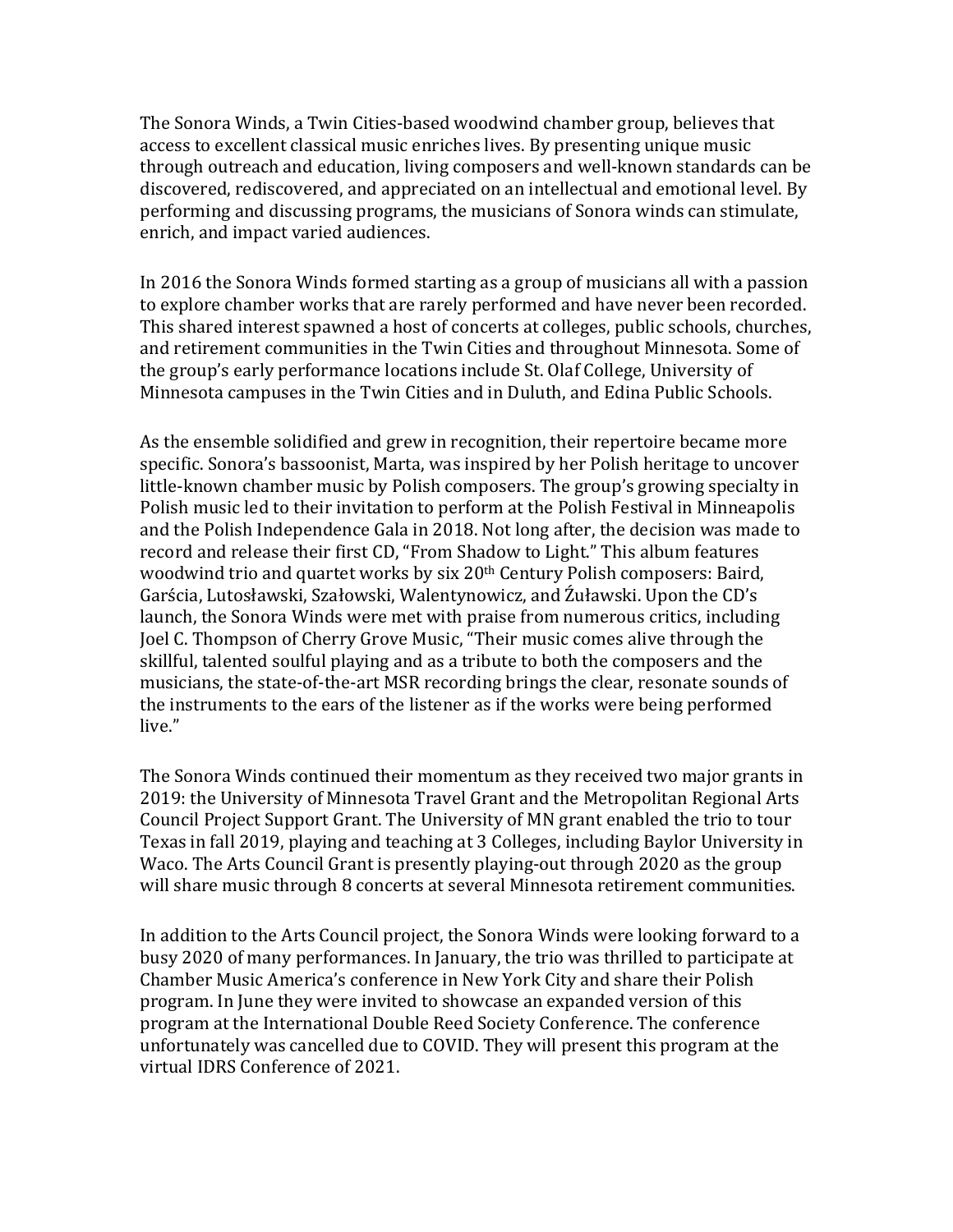The Sonora Winds, a Twin Cities-based woodwind chamber group, believes that access to excellent classical music enriches lives. By presenting unique music through outreach and education, living composers and well-known standards can be discovered, rediscovered, and appreciated on an intellectual and emotional level. By performing and discussing programs, the musicians of Sonora winds can stimulate, enrich, and impact varied audiences.

In 2016 the Sonora Winds formed starting as a group of musicians all with a passion to explore chamber works that are rarely performed and have never been recorded. This shared interest spawned a host of concerts at colleges, public schools, churches, and retirement communities in the Twin Cities and throughout Minnesota. Some of the group's early performance locations include St. Olaf College, University of Minnesota campuses in the Twin Cities and in Duluth, and Edina Public Schools.

As the ensemble solidified and grew in recognition, their repertoire became more specific. Sonora's bassoonist, Marta, was inspired by her Polish heritage to uncover little-known chamber music by Polish composers. The group's growing specialty in Polish music led to their invitation to perform at the Polish Festival in Minneapolis and the Polish Independence Gala in 2018. Not long after, the decision was made to record and release their first CD, "From Shadow to Light." This album features woodwind trio and quartet works by six 20th Century Polish composers: Baird, Garścia, Lutosławski, Szałowski, Walentynowicz, and Źuławski. Upon the CD's launch, the Sonora Winds were met with praise from numerous critics, including Joel C. Thompson of Cherry Grove Music, "Their music comes alive through the skillful, talented soulful playing and as a tribute to both the composers and the musicians, the state-of-the-art MSR recording brings the clear, resonate sounds of the instruments to the ears of the listener as if the works were being performed live."

The Sonora Winds continued their momentum as they received two major grants in 2019: the University of Minnesota Travel Grant and the Metropolitan Regional Arts Council Project Support Grant. The University of MN grant enabled the trio to tour Texas in fall 2019, playing and teaching at 3 Colleges, including Baylor University in Waco. The Arts Council Grant is presently playing-out through 2020 as the group will share music through 8 concerts at several Minnesota retirement communities.

In addition to the Arts Council project, the Sonora Winds were looking forward to a busy 2020 of many performances. In January, the trio was thrilled to participate at Chamber Music America's conference in New York City and share their Polish program. In June they were invited to showcase an expanded version of this program at the International Double Reed Society Conference. The conference unfortunately was cancelled due to COVID. They will present this program at the virtual IDRS Conference of 2021.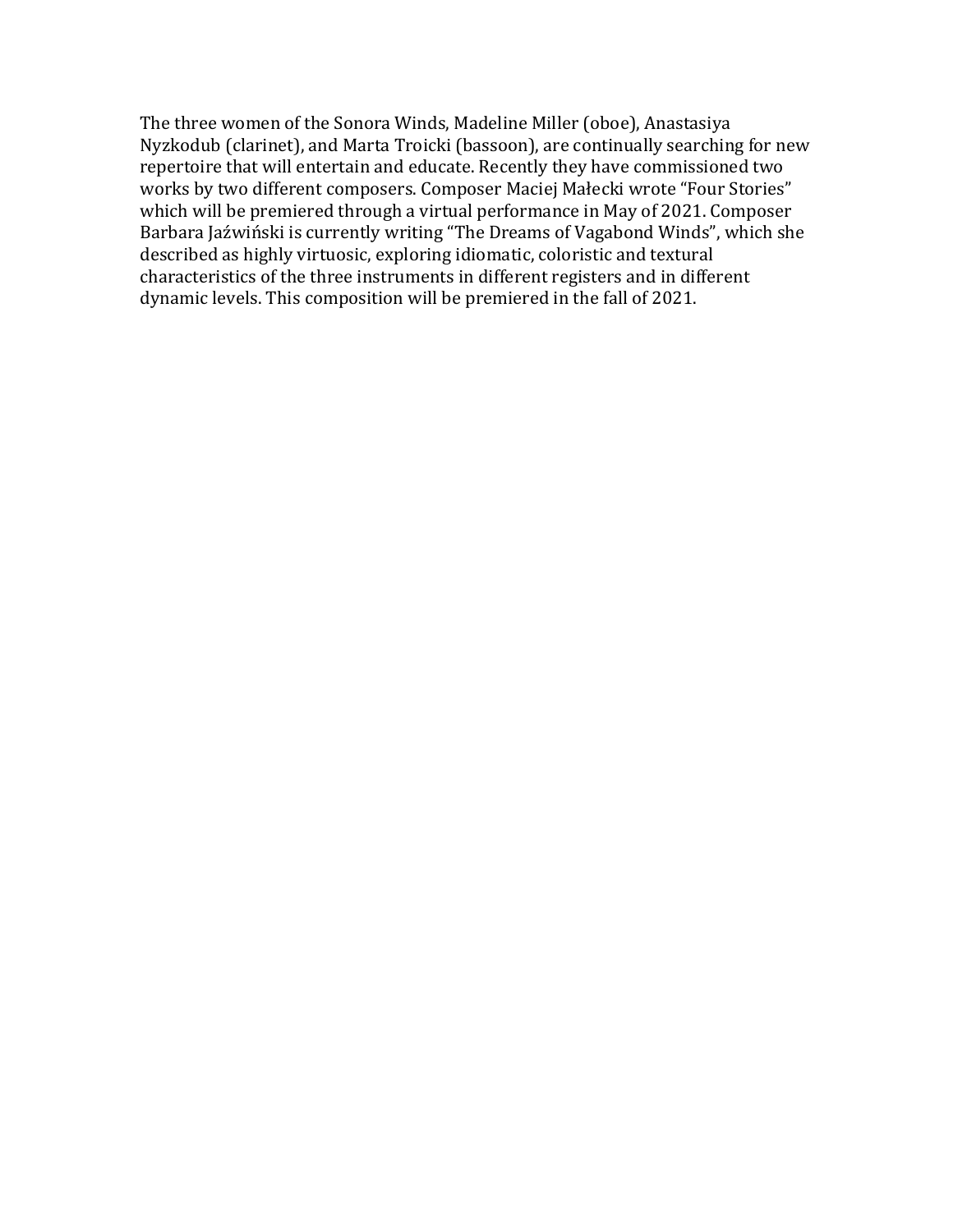The three women of the Sonora Winds, Madeline Miller (oboe), Anastasiya Nyzkodub (clarinet), and Marta Troicki (bassoon), are continually searching for new repertoire that will entertain and educate. Recently they have commissioned two works by two different composers. Composer Maciej Małecki wrote "Four Stories" which will be premiered through a virtual performance in May of 2021. Composer Barbara Jaźwiński is currently writing "The Dreams of Vagabond Winds", which she described as highly virtuosic, exploring idiomatic, coloristic and textural characteristics of the three instruments in different registers and in different dynamic levels. This composition will be premiered in the fall of 2021.